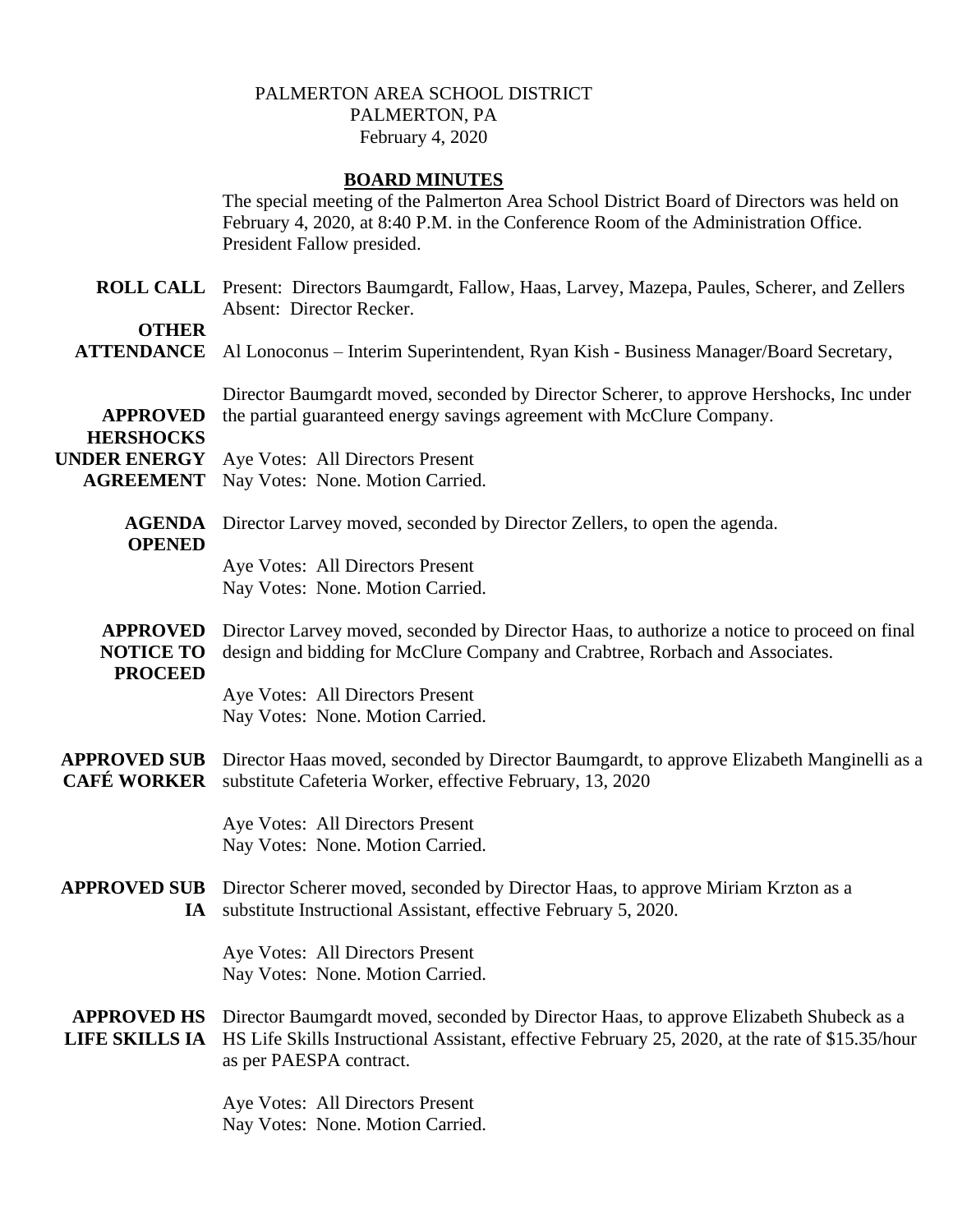PALMERTON AREA SCHOOL DISTRICT
PALMERTON, PA
February 4, 2020

## BOARD MINUTES

The special meeting of the Palmerton Area School District Board of Directors was held on February 4, 2020, at 8:40 P.M. in the Conference Room of the Administration Office. President Fallow presided.

**ROLL CALL** Present: Directors Baumgardt, Fallow, Haas, Larvey, Mazepa, Paules, Scherer, and Zellers
Absent: Director Recker.

**OTHER ATTENDANCE** Al Lonoconus – Interim Superintendent, Ryan Kish - Business Manager/Board Secretary,

**APPROVED HERSHOCKS UNDER ENERGY AGREEMENT**

Director Baumgardt moved, seconded by Director Scherer, to approve Hershocks, Inc under the partial guaranteed energy savings agreement with McClure Company.

Aye Votes: All Directors Present
Nay Votes: None. Motion Carried.

**AGENDA OPENED**

Director Larvey moved, seconded by Director Zellers, to open the agenda.

Aye Votes: All Directors Present
Nay Votes: None. Motion Carried.

**APPROVED NOTICE TO PROCEED**

Director Larvey moved, seconded by Director Haas, to authorize a notice to proceed on final design and bidding for McClure Company and Crabtree, Rorbach and Associates.

Aye Votes: All Directors Present
Nay Votes: None. Motion Carried.

**APPROVED SUB CAFÉ WORKER**

Director Haas moved, seconded by Director Baumgardt, to approve Elizabeth Manginelli as a substitute Cafeteria Worker, effective February, 13, 2020

Aye Votes: All Directors Present
Nay Votes: None. Motion Carried.

**APPROVED SUB IA**

Director Scherer moved, seconded by Director Haas, to approve Miriam Krzton as a substitute Instructional Assistant, effective February 5, 2020.

Aye Votes: All Directors Present
Nay Votes: None. Motion Carried.

**APPROVED HS LIFE SKILLS IA**

Director Baumgardt moved, seconded by Director Haas, to approve Elizabeth Shubeck as a HS Life Skills Instructional Assistant, effective February 25, 2020, at the rate of $15.35/hour as per PAESPA contract.

Aye Votes: All Directors Present
Nay Votes: None. Motion Carried.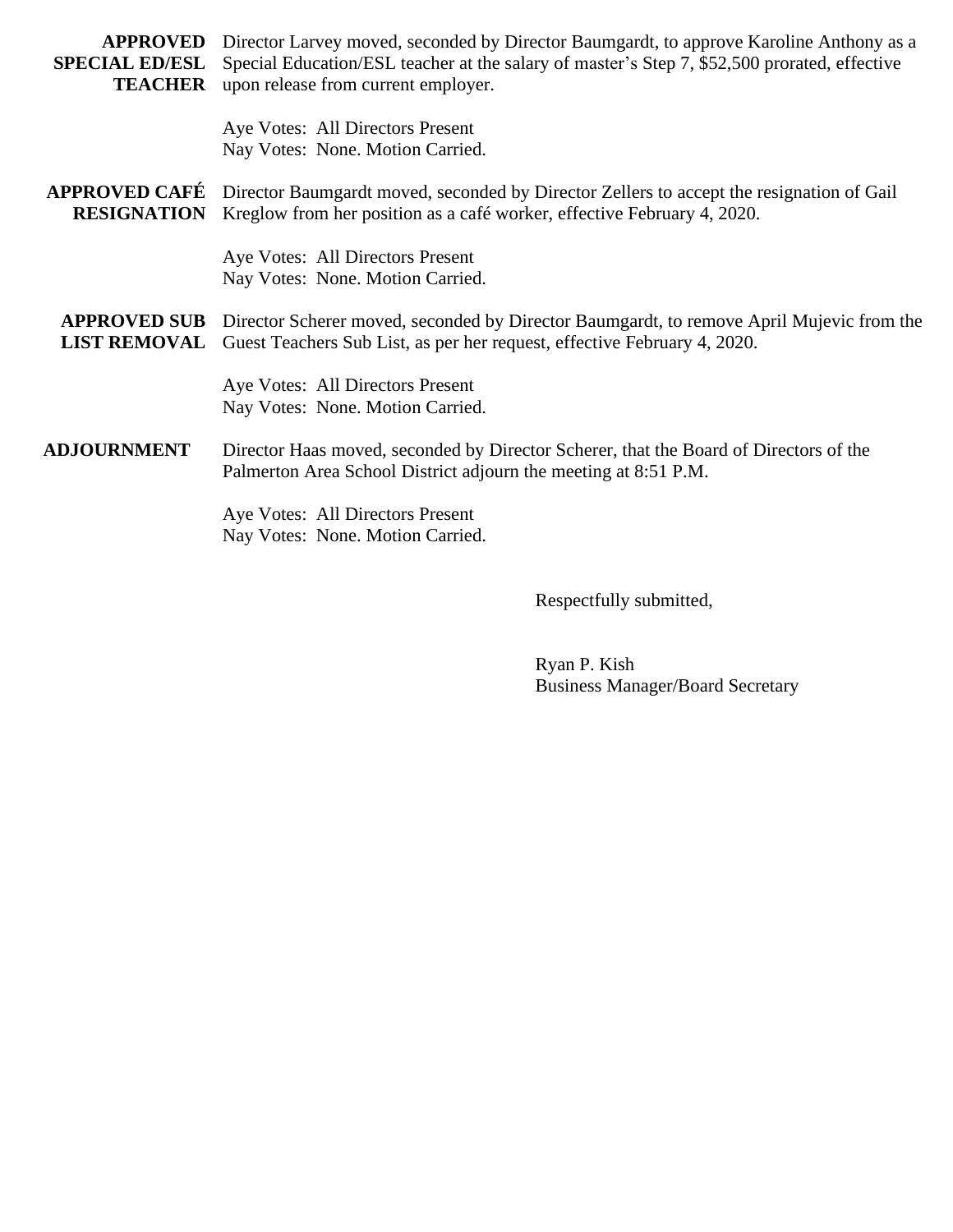**APPROVED SPECIAL ED/ESL TEACHER** Director Larvey moved, seconded by Director Baumgardt, to approve Karoline Anthony as a Special Education/ESL teacher at the salary of master's Step 7, $52,500 prorated, effective upon release from current employer.

Aye Votes: All Directors Present
Nay Votes: None. Motion Carried.

**APPROVED CAFÉ RESIGNATION** Director Baumgardt moved, seconded by Director Zellers to accept the resignation of Gail Kreglow from her position as a café worker, effective February 4, 2020.

Aye Votes: All Directors Present
Nay Votes: None. Motion Carried.

**APPROVED SUB LIST REMOVAL** Director Scherer moved, seconded by Director Baumgardt, to remove April Mujevic from the Guest Teachers Sub List, as per her request, effective February 4, 2020.

Aye Votes: All Directors Present
Nay Votes: None. Motion Carried.

**ADJOURNMENT** Director Haas moved, seconded by Director Scherer, that the Board of Directors of the Palmerton Area School District adjourn the meeting at 8:51 P.M.

Aye Votes: All Directors Present
Nay Votes: None. Motion Carried.

Respectfully submitted,

Ryan P. Kish
Business Manager/Board Secretary